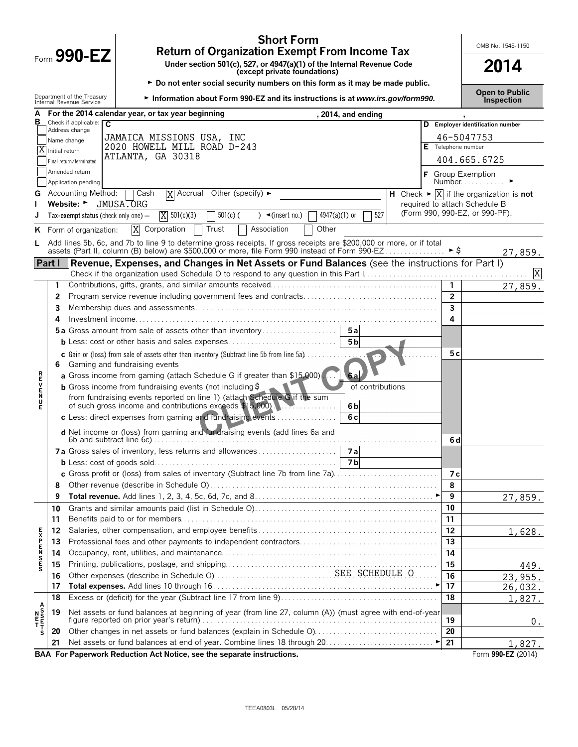# Form 990-EZ

## Short Form
## Return of Organization Exempt From Income Tax

**Under section 501(c), 527, or 4947(a)(1) of the Internal Revenue Code (except private foundations)**

► **Do not enter social security numbers on this form as it may be made public.**

► **Information about Form 990-EZ and its instructions is at *www.irs.gov/form990.***

Department of the Treasury
Internal Revenue Service

OMB No. 1545-1150

**2014**

**Open to Public Inspection**

**A** For the 2014 calendar year, or tax year beginning , 2014, and ending ,

**B** Check if applicable:
- [ ] Address change
- [ ] Name change
- [X] Initial return
- [ ] Final return/terminated
- [ ] Amended return
- [ ] Application pending

**C**
JAMAICA MISSIONS USA, INC
2020 HOWELL MILL ROAD D-243
ATLANTA, GA 30318

**D** Employer identification number: 46-5047753

**E** Telephone number: 404.665.6725

**F** Group Exemption Number. ►

**G** Accounting Method: [ ] Cash [X] Accrual Other (specify) ►

**H** Check ► [X] if the organization is **not** required to attach Schedule B (Form 990, 990-EZ, or 990-PF).

**I** Website: ► JMUSA.ORG

**J** Tax-exempt status (check only one) – [X] 501(c)(3) [ ] 501(c) ( ) ◄(insert no.) [ ] 4947(a)(1) or [ ] 527

**K** Form of organization: [X] Corporation [ ] Trust [ ] Association [ ] Other

**L** Add lines 5b, 6c, and 7b to line 9 to determine gross receipts. If gross receipts are $200,000 or more, or if total assets (Part II, column (B) below) are $500,000 or more, file Form 990 instead of Form 990-EZ ► $ 27,859.

## Part I Revenue, Expenses, and Changes in Net Assets or Fund Balances (see the instructions for Part I)

Check if the organization used Schedule O to respond to any question in this Part I [X]

| Section | Line | Description | | | Line | Amount |
|---|---|---|---|---|---|---|
| REVENUE | 1 | Contributions, gifts, grants, and similar amounts received | | | 1 | 27,859. |
| | 2 | Program service revenue including government fees and contracts | | | 2 | |
| | 3 | Membership dues and assessments | | | 3 | |
| | 4 | Investment income | | | 4 | |
| | 5a | Gross amount from sale of assets other than inventory | 5a | | | |
| | b | Less: cost or other basis and sales expenses | 5b | | | |
| | c | Gain or (loss) from sale of assets other than inventory (Subtract line 5b from line 5a) | | | 5c | |
| | 6 | Gaming and fundraising events | | | | |
| | a | Gross income from gaming (attach Schedule G if greater than $15,000) | 6a | | | |
| | b | Gross income from fundraising events (not including $ of contributions from fundraising events reported on line 1) (attach Schedule G if the sum of such gross income and contributions exceeds $15,000) | 6b | | | |
| | c | Less: direct expenses from gaming and fundraising events | 6c | | | |
| | d | Net income or (loss) from gaming and fundraising events (add lines 6a and 6b and subtract line 6c) | | | 6d | |
| | 7a | Gross sales of inventory, less returns and allowances | 7a | | | |
| | b | Less: cost of goods sold | 7b | | | |
| | c | Gross profit or (loss) from sales of inventory (Subtract line 7b from line 7a) | | | 7c | |
| | 8 | Other revenue (describe in Schedule O) | | | 8 | |
| | 9 | **Total revenue.** Add lines 1, 2, 3, 4, 5c, 6d, 7c, and 8 ► | | | 9 | 27,859. |
| EXPENSES | 10 | Grants and similar amounts paid (list in Schedule O) | | | 10 | |
| | 11 | Benefits paid to or for members | | | 11 | |
| | 12 | Salaries, other compensation, and employee benefits | | | 12 | 1,628. |
| | 13 | Professional fees and other payments to independent contractors | | | 13 | |
| | 14 | Occupancy, rent, utilities, and maintenance | | | 14 | |
| | 15 | Printing, publications, postage, and shipping | | | 15 | 449. |
| | 16 | Other expenses (describe in Schedule O) SEE SCHEDULE O | | | 16 | 23,955. |
| | 17 | **Total expenses.** Add lines 10 through 16 ► | | | 17 | 26,032. |
| NET ASSETS | 18 | Excess or (deficit) for the year (Subtract line 17 from line 9) | | | 18 | 1,827. |
| | 19 | Net assets or fund balances at beginning of year (from line 27, column (A)) (must agree with end-of-year figure reported on prior year's return) | | | 19 | 0. |
| | 20 | Other changes in net assets or fund balances (explain in Schedule O) | | | 20 | |
| | 21 | Net assets or fund balances at end of year. Combine lines 18 through 20 ► | | | 21 | 1,827. |

**BAA For Paperwork Reduction Act Notice, see the separate instructions.** Form **990-EZ** (2014)

TEEA0803L 05/28/14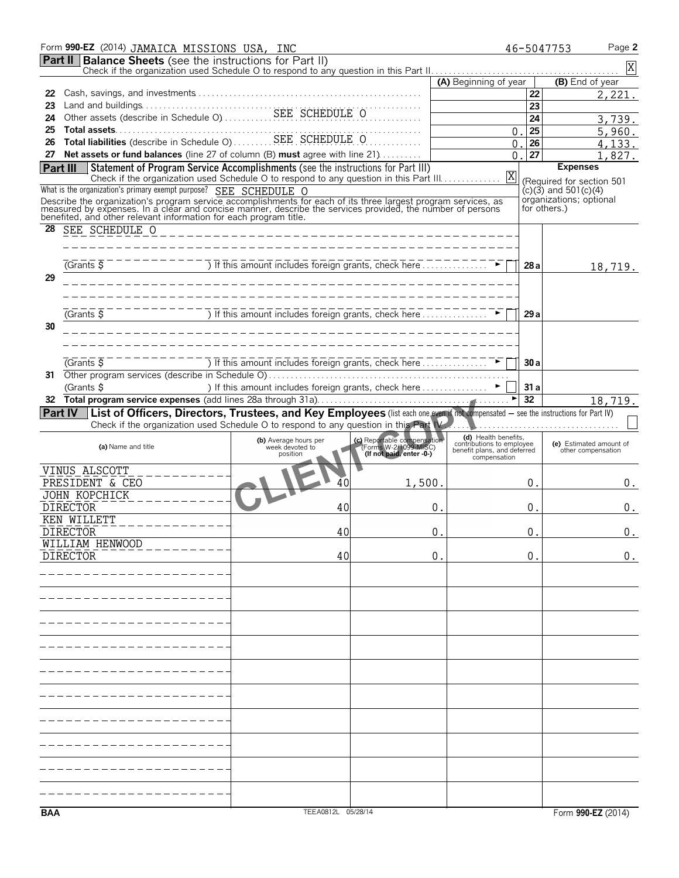Form **990-EZ** (2014) JAMAICA MISSIONS USA, INC 46-5047753 Page **2**

## Part II Balance Sheets (see the instructions for Part II)

Check if the organization used Schedule O to respond to any question in this Part II . . . . . [X]

| | | (A) Beginning of year | | (B) End of year |
|---|---|---|---|---|
| 22 | Cash, savings, and investments | | 22 | 2,221. |
| 23 | Land and buildings | | 23 | |
| 24 | Other assets (describe in Schedule O) SEE SCHEDULE O | | 24 | 3,739. |
| 25 | **Total assets** | 0. | 25 | 5,960. |
| 26 | **Total liabilities** (describe in Schedule O) SEE SCHEDULE O | 0. | 26 | 4,133. |
| 27 | **Net assets or fund balances** (line 27 of column (B) **must** agree with line 21) | 0. | 27 | 1,827. |

## Part III Statement of Program Service Accomplishments (see the instructions for Part III)

Check if the organization used Schedule O to respond to any question in this Part III . . . . . [X]

**Expenses** (Required for section 501 (c)(3) and 501(c)(4) organizations; optional for others.)

What is the organization's primary exempt purpose? SEE SCHEDULE O

Describe the organization's program service accomplishments for each of its three largest program services, as measured by expenses. In a clear and concise manner, describe the services provided, the number of persons benefited, and other relevant information for each program title.

| | | | |
|---|---|---|---|
| 28 | SEE SCHEDULE O<br>(Grants $ ) If this amount includes foreign grants, check here . . . [ ] | 28a | 18,719. |
| 29 | (Grants $ ) If this amount includes foreign grants, check here . . . [ ] | 29a | |
| 30 | (Grants $ ) If this amount includes foreign grants, check here . . . [ ] | 30a | |
| 31 | Other program services (describe in Schedule O)<br>(Grants $ ) If this amount includes foreign grants, check here . . . [ ] | 31a | |
| 32 | **Total program service expenses** (add lines 28a through 31a) | 32 | 18,719. |

## Part IV List of Officers, Directors, Trustees, and Key Employees (list each one even if not compensated — see the instructions for Part IV)

Check if the organization used Schedule O to respond to any question in this Part IV . . . . . [ ]

| (a) Name and title | (b) Average hours per week devoted to position | (c) Reportable compensation (Forms W-2/1099-MISC) (If not paid, enter -0-) | (d) Health benefits, contributions to employee benefit plans, and deferred compensation | (e) Estimated amount of other compensation |
|---|---|---|---|---|
| VINUS ALSCOTT<br>PRESIDENT & CEO | 40 | 1,500. | 0. | 0. |
| JOHN KOPCHICK<br>DIRECTOR | 40 | 0. | 0. | 0. |
| KEN WILLETT<br>DIRECTOR | 40 | 0. | 0. | 0. |
| WILLIAM HENWOOD<br>DIRECTOR | 40 | 0. | 0. | 0. |

CLIENT COPY

BAA TEEA0812L 05/28/14 Form **990-EZ** (2014)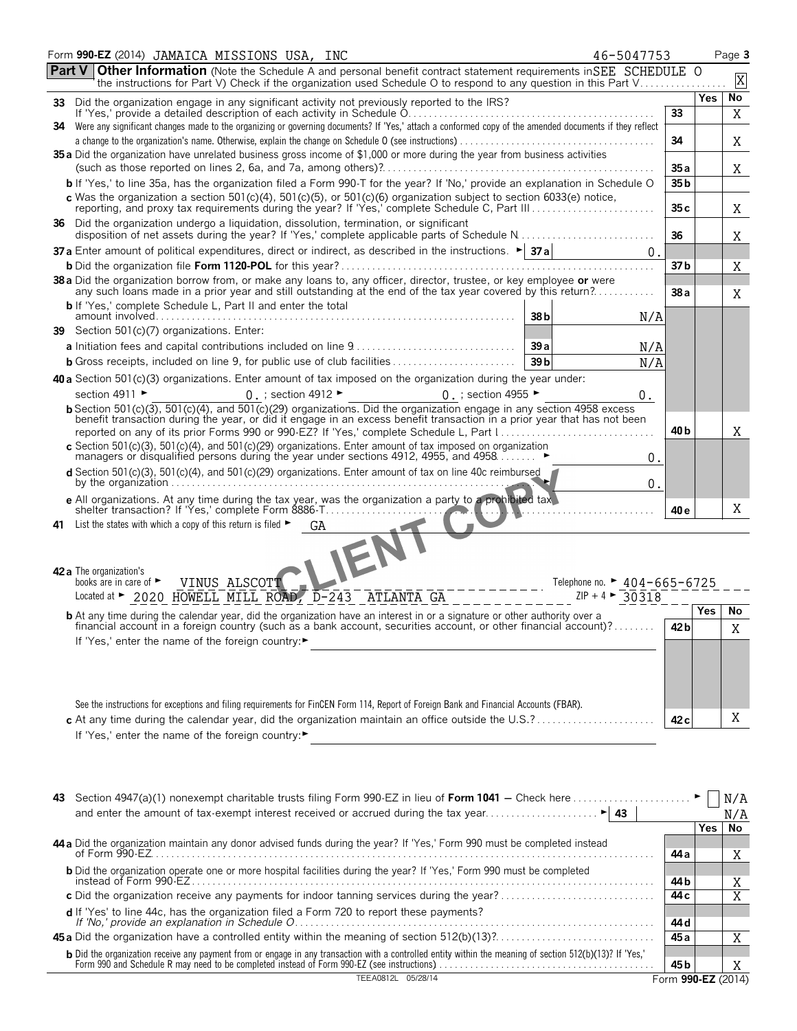Form **990-EZ** (2014) JAMAICA MISSIONS USA, INC 46-5047753 Page **3**

**Part V** **Other Information** (Note the Schedule A and personal benefit contract statement requirements in the instructions for Part V) Check if the organization used Schedule O to respond to any question in this Part V SEE SCHEDULE O [X]

| | | | Yes | No |
|---|---|---|---|---|
| **33** | Did the organization engage in any significant activity not previously reported to the IRS? If 'Yes,' provide a detailed description of each activity in Schedule O | 33 | | X |
| **34** | Were any significant changes made to the organizing or governing documents? If 'Yes,' attach a conformed copy of the amended documents if they reflect a change to the organization's name. Otherwise, explain the change on Schedule O (see instructions) | 34 | | X |
| **35 a** | Did the organization have unrelated business gross income of $1,000 or more during the year from business activities (such as those reported on lines 2, 6a, and 7a, among others)? | 35 a | | X |
| **b** | If 'Yes,' to line 35a, has the organization filed a Form 990-T for the year? If 'No,' provide an explanation in Schedule O | 35 b | | |
| **c** | Was the organization a section 501(c)(4), 501(c)(5), or 501(c)(6) organization subject to section 6033(e) notice, reporting, and proxy tax requirements during the year? If 'Yes,' complete Schedule C, Part III | 35 c | | X |
| **36** | Did the organization undergo a liquidation, dissolution, termination, or significant disposition of net assets during the year? If 'Yes,' complete applicable parts of Schedule N | 36 | | X |
| **37 a** | Enter amount of political expenditures, direct or indirect, as described in the instructions. ► 37 a 0. | | | |
| **b** | Did the organization file **Form 1120-POL** for this year? | 37 b | | X |
| **38 a** | Did the organization borrow from, or make any loans to, any officer, director, trustee, or key employee **or** were any such loans made in a prior year and still outstanding at the end of the tax year covered by this return? | 38 a | | X |
| **b** | If 'Yes,' complete Schedule L, Part II and enter the total amount involved — 38 b N/A | | | |
| **39** | Section 501(c)(7) organizations. Enter: | | | |
| **a** | Initiation fees and capital contributions included on line 9 — 39 a N/A | | | |
| **b** | Gross receipts, included on line 9, for public use of club facilities — 39 b N/A | | | |
| **40 a** | Section 501(c)(3) organizations. Enter amount of tax imposed on the organization during the year under: section 4911 ► 0. ; section 4912 ► 0. ; section 4955 ► 0. | | | |
| **b** | Section 501(c)(3), 501(c)(4), and 501(c)(29) organizations. Did the organization engage in any section 4958 excess benefit transaction during the year, or did it engage in an excess benefit transaction in a prior year that has not been reported on any of its prior Forms 990 or 990-EZ? If 'Yes,' complete Schedule L, Part I | 40 b | | X |
| **c** | Section 501(c)(3), 501(c)(4), and 501(c)(29) organizations. Enter amount of tax imposed on organization managers or disqualified persons during the year under sections 4912, 4955, and 4958 ► 0. | | | |
| **d** | Section 501(c)(3), 501(c)(4), and 501(c)(29) organizations. Enter amount of tax on line 40c reimbursed by the organization ► 0. | | | |
| **e** | All organizations. At any time during the tax year, was the organization a party to a prohibited tax shelter transaction? If 'Yes,' complete Form 8886-T | 40 e | | X |

**41** List the states with which a copy of this return is filed ► GA

**42 a** The organization's books are in care of ► VINUS ALSCOTT Telephone no. ► 404-665-6725
Located at ► 2020 HOWELL MILL ROAD, D-243 ATLANTA GA ZIP + 4 ► 30318

| | | | Yes | No |
|---|---|---|---|---|
| **b** | At any time during the calendar year, did the organization have an interest in or a signature or other authority over a financial account in a foreign country (such as a bank account, securities account, or other financial account)? If 'Yes,' enter the name of the foreign country: ► See the instructions for exceptions and filing requirements for FinCEN Form 114, Report of Foreign Bank and Financial Accounts (FBAR). | 42 b | | X |
| **c** | At any time during the calendar year, did the organization maintain an office outside the U.S.? If 'Yes,' enter the name of the foreign country: ► | 42 c | | X |

**43** Section 4947(a)(1) nonexempt charitable trusts filing Form 990-EZ in lieu of **Form 1041** — Check here ► [ ] N/A
and enter the amount of tax-exempt interest received or accrued during the tax year ► 43 N/A

| | | | Yes | No |
|---|---|---|---|---|
| **44 a** | Did the organization maintain any donor advised funds during the year? If 'Yes,' Form 990 must be completed instead of Form 990-EZ | 44 a | | X |
| **b** | Did the organization operate one or more hospital facilities during the year? If 'Yes,' Form 990 must be completed instead of Form 990-EZ | 44 b | | X |
| **c** | Did the organization receive any payments for indoor tanning services during the year? | 44 c | | X |
| **d** | If 'Yes' to line 44c, has the organization filed a Form 720 to report these payments? *If 'No,' provide an explanation in Schedule O* | 44 d | | |
| **45 a** | Did the organization have a controlled entity within the meaning of section 512(b)(13)? | 45 a | | X |
| **b** | Did the organization receive any payment from or engage in any transaction with a controlled entity within the meaning of section 512(b)(13)? If 'Yes,' Form 990 and Schedule R may need to be completed instead of Form 990-EZ (see instructions) | 45 b | | X |

TEEA0812L 05/28/14 Form **990-EZ** (2014)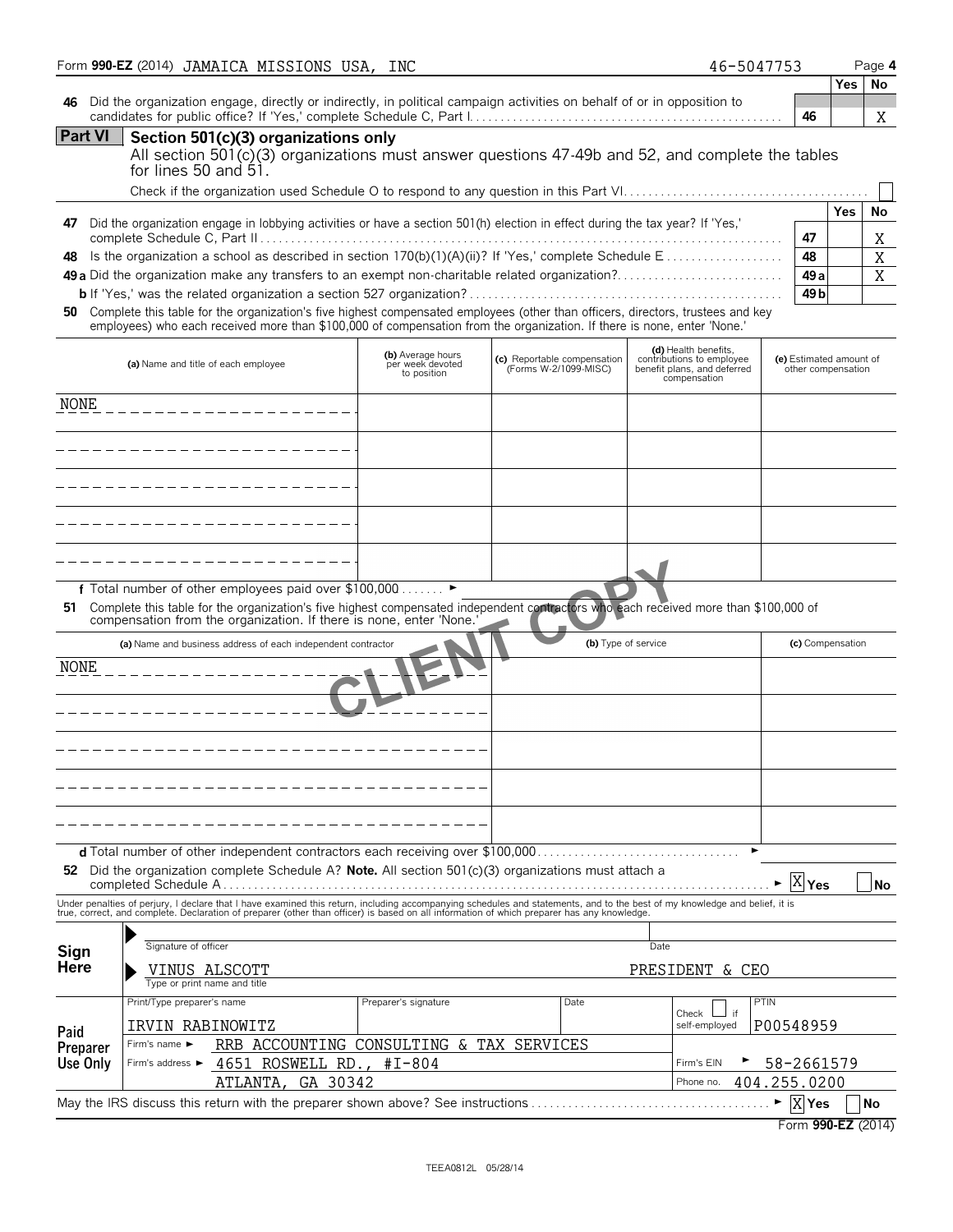Form **990-EZ** (2014) JAMAICA MISSIONS USA, INC 46-5047753

| | | Yes | No |
|---|---|---|---|
| **46** Did the organization engage, directly or indirectly, in political campaign activities on behalf of or in opposition to candidates for public office? If 'Yes,' complete Schedule C, Part I | 46 | | X |

## Part VI Section 501(c)(3) organizations only

All section 501(c)(3) organizations must answer questions 47-49b and 52, and complete the tables for lines 50 and 51.

Check if the organization used Schedule O to respond to any question in this Part VI ☐

| | | Yes | No |
|---|---|---|---|
| **47** Did the organization engage in lobbying activities or have a section 501(h) election in effect during the tax year? If 'Yes,' complete Schedule C, Part II | 47 | | X |
| **48** Is the organization a school as described in section 170(b)(1)(A)(ii)? If 'Yes,' complete Schedule E | 48 | | X |
| **49a** Did the organization make any transfers to an exempt non-charitable related organization? | 49a | | X |
| **b** If 'Yes,' was the related organization a section 527 organization? | 49b | | |

**50** Complete this table for the organization's five highest compensated employees (other than officers, directors, trustees and key employees) who each received more than $100,000 of compensation from the organization. If there is none, enter 'None.'

| (a) Name and title of each employee | (b) Average hours per week devoted to position | (c) Reportable compensation (Forms W-2/1099-MISC) | (d) Health benefits, contributions to employee benefit plans, and deferred compensation | (e) Estimated amount of other compensation |
|---|---|---|---|---|
| NONE | | | | |
| | | | | |
| | | | | |
| | | | | |
| | | | | |

**f** Total number of other employees paid over $100,000 ►

**51** Complete this table for the organization's five highest compensated independent contractors who each received more than $100,000 of compensation from the organization. If there is none, enter 'None.'

| (a) Name and business address of each independent contractor | (b) Type of service | (c) Compensation |
|---|---|---|
| NONE | | |
| | | |
| | | |
| | | |
| | | |

**d** Total number of other independent contractors each receiving over $100,000 ►

**52** Did the organization complete Schedule A? **Note.** All section 501(c)(3) organizations must attach a completed Schedule A ► [X] Yes ☐ No

Under penalties of perjury, I declare that I have examined this return, including accompanying schedules and statements, and to the best of my knowledge and belief, it is true, correct, and complete. Declaration of preparer (other than officer) is based on all information of which preparer has any knowledge.

**Sign Here**

Signature of officer — Date

VINUS ALSCOTT — PRESIDENT & CEO
Type or print name and title

**Paid Preparer Use Only**

| Print/Type preparer's name | Preparer's signature | Date | Check ☐ if self-employed | PTIN |
|---|---|---|---|---|
| IRVIN RABINOWITZ | | | | P00548959 |

Firm's name ► RRB ACCOUNTING CONSULTING & TAX SERVICES
Firm's address ► 4651 ROSWELL RD., #I-804, ATLANTA, GA 30342
Firm's EIN ► 58-2661579
Phone no. 404.255.0200

May the IRS discuss this return with the preparer shown above? See instructions ► [X] Yes ☐ No

Form **990-EZ** (2014)

TEEA0812L 05/28/14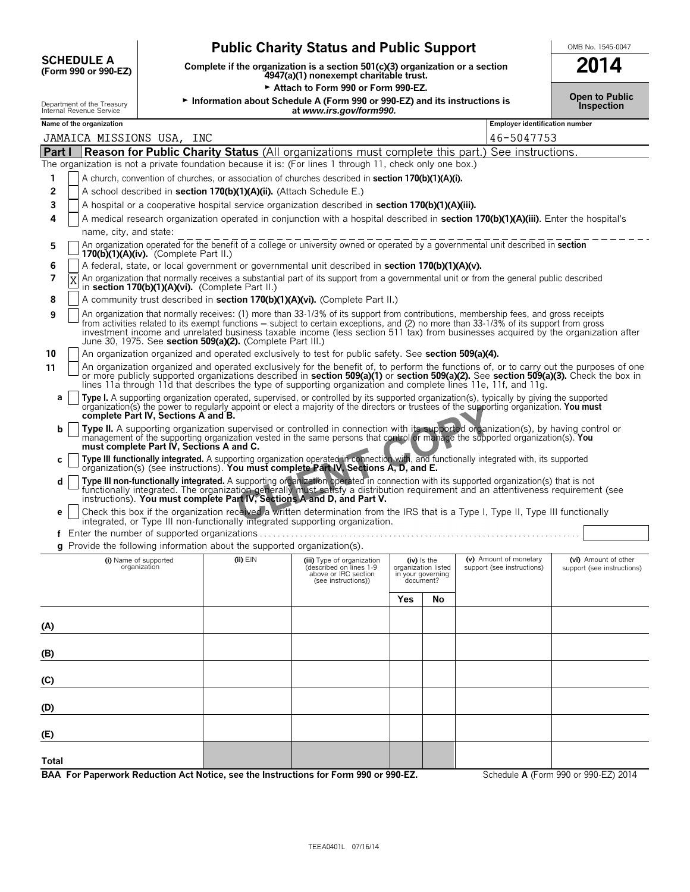**SCHEDULE A (Form 990 or 990-EZ)**

Department of the Treasury
Internal Revenue Service

# Public Charity Status and Public Support

**Complete if the organization is a section 501(c)(3) organization or a section 4947(a)(1) nonexempt charitable trust.**

► **Attach to Form 990 or Form 990-EZ.**

► **Information about Schedule A (Form 990 or 990-EZ) and its instructions is at *www.irs.gov/form990.***

OMB No. 1545-0047

**2014**

**Open to Public Inspection**

| Name of the organization | Employer identification number |
|---|---|
| JAMAICA MISSIONS USA, INC | 46-5047753 |

## Part I — Reason for Public Charity Status (All organizations must complete this part.) See instructions.

The organization is not a private foundation because it is: (For lines 1 through 11, check only one box.)

1. [ ] A church, convention of churches, or association of churches described in **section 170(b)(1)(A)(i).**
2. [ ] A school described in **section 170(b)(1)(A)(ii).** (Attach Schedule E.)
3. [ ] A hospital or a cooperative hospital service organization described in **section 170(b)(1)(A)(iii).**
4. [ ] A medical research organization operated in conjunction with a hospital described in **section 170(b)(1)(A)(iii)**. Enter the hospital's name, city, and state:
5. [ ] An organization operated for the benefit of a college or university owned or operated by a governmental unit described in **section 170(b)(1)(A)(iv).** (Complete Part II.)
6. [ ] A federal, state, or local government or governmental unit described in **section 170(b)(1)(A)(v).**
7. [X] An organization that normally receives a substantial part of its support from a governmental unit or from the general public described in **section 170(b)(1)(A)(vi).** (Complete Part II.)
8. [ ] A community trust described in **section 170(b)(1)(A)(vi).** (Complete Part II.)
9. [ ] An organization that normally receives: (1) more than 33-1/3% of its support from contributions, membership fees, and gross receipts from activities related to its exempt functions – subject to certain exceptions, and (2) no more than 33-1/3% of its support from gross investment income and unrelated business taxable income (less section 511 tax) from businesses acquired by the organization after June 30, 1975. See **section 509(a)(2).** (Complete Part III.)
10. [ ] An organization organized and operated exclusively to test for public safety. See **section 509(a)(4).**
11. [ ] An organization organized and operated exclusively for the benefit of, to perform the functions of, or to carry out the purposes of one or more publicly supported organizations described in **section 509(a)(1)** or **section 509(a)(2).** See **section 509(a)(3).** Check the box in lines 11a through 11d that describes the type of supporting organization and complete lines 11e, 11f, and 11g.
   - **a** [ ] **Type I.** A supporting organization operated, supervised, or controlled by its supported organization(s), typically by giving the supported organization(s) the power to regularly appoint or elect a majority of the directors or trustees of the supporting organization. **You must complete Part IV, Sections A and B.**
   - **b** [ ] **Type II.** A supporting organization supervised or controlled in connection with its supported organization(s), by having control or management of the supporting organization vested in the same persons that control or manage the supported organization(s). **You must complete Part IV, Sections A and C.**
   - **c** [ ] **Type III functionally integrated.** A supporting organization operated in connection with, and functionally integrated with, its supported organization(s) (see instructions). **You must complete Part IV, Sections A, D, and E.**
   - **d** [ ] **Type III non-functionally integrated.** A supporting organization operated in connection with its supported organization(s) that is not functionally integrated. The organization generally must satisfy a distribution requirement and an attentiveness requirement (see instructions). **You must complete Part IV, Sections A and D, and Part V.**
   - **e** [ ] Check this box if the organization received a written determination from the IRS that is a Type I, Type II, Type III functionally integrated, or Type III non-functionally integrated supporting organization.
   - **f** Enter the number of supported organizations
   - **g** Provide the following information about the supported organization(s).

| (i) Name of supported organization | (ii) EIN | (iii) Type of organization (described on lines 1-9 above or IRC section (see instructions)) | (iv) Is the organization listed in your governing document? Yes | No | (v) Amount of monetary support (see instructions) | (vi) Amount of other support (see instructions) |
|---|---|---|---|---|---|---|
| (A) | | | | | | |
| (B) | | | | | | |
| (C) | | | | | | |
| (D) | | | | | | |
| (E) | | | | | | |
| Total | | | | | | |

**BAA For Paperwork Reduction Act Notice, see the Instructions for Form 990 or 990-EZ.** Schedule **A** (Form 990 or 990-EZ) 2014

TEEA0401L 07/16/14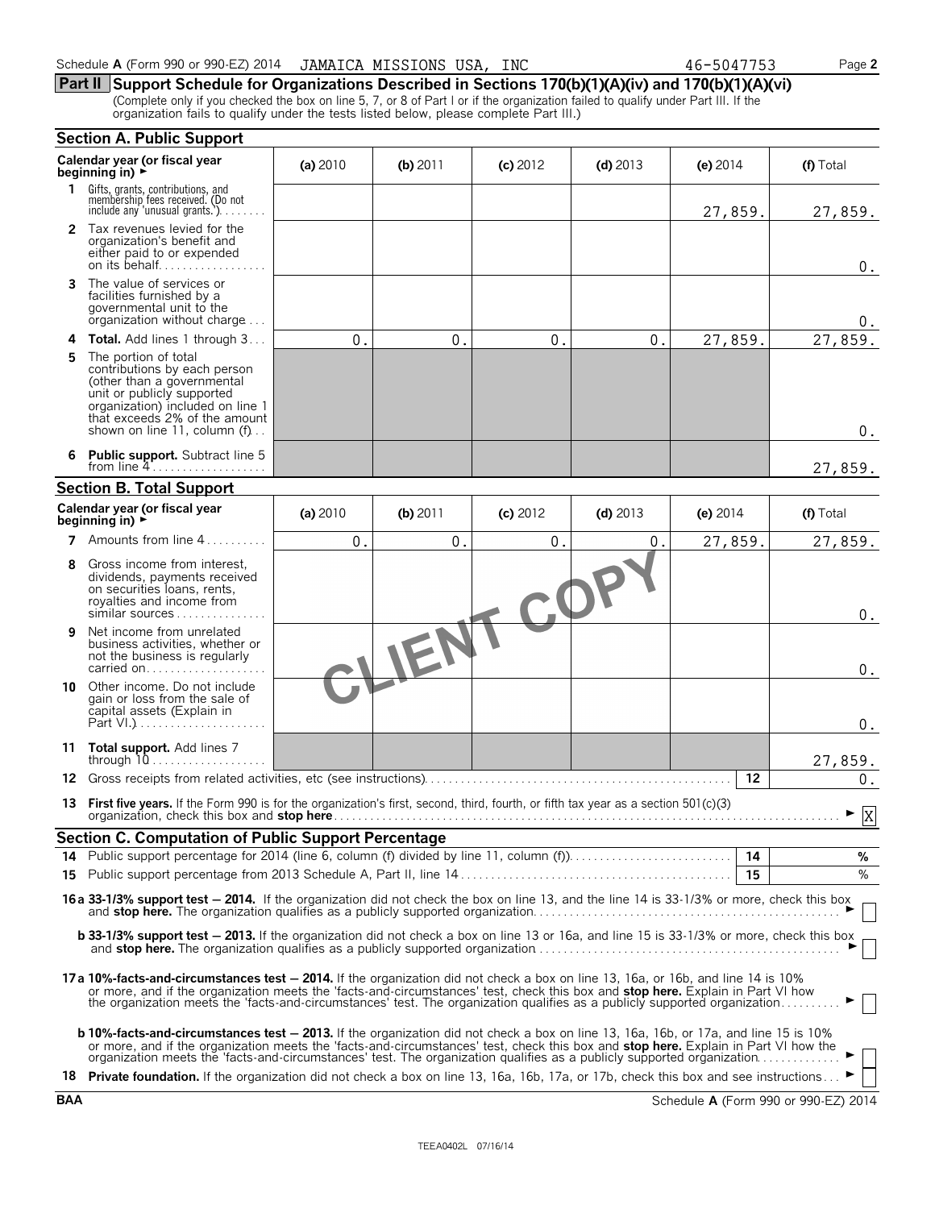Schedule **A** (Form 990 or 990-EZ) 2014 JAMAICA MISSIONS USA, INC 46-5047753 Page **2**

## Part II Support Schedule for Organizations Described in Sections 170(b)(1)(A)(iv) and 170(b)(1)(A)(vi)

(Complete only if you checked the box on line 5, 7, or 8 of Part I or if the organization failed to qualify under Part III. If the organization fails to qualify under the tests listed below, please complete Part III.)

### Section A. Public Support

| Calendar year (or fiscal year beginning in) ► | (a) 2010 | (b) 2011 | (c) 2012 | (d) 2013 | (e) 2014 | (f) Total |
|---|---|---|---|---|---|---|
| **1** Gifts, grants, contributions, and membership fees received. (Do not include any 'unusual grants.') | | | | | 27,859. | 27,859. |
| **2** Tax revenues levied for the organization's benefit and either paid to or expended on its behalf | | | | | | 0. |
| **3** The value of services or facilities furnished by a governmental unit to the organization without charge | | | | | | 0. |
| **4** **Total.** Add lines 1 through 3 | 0. | 0. | 0. | 0. | 27,859. | 27,859. |
| **5** The portion of total contributions by each person (other than a governmental unit or publicly supported organization) included on line 1 that exceeds 2% of the amount shown on line 11, column (f) | | | | | | 0. |
| **6** **Public support.** Subtract line 5 from line 4 | | | | | | 27,859. |

### Section B. Total Support

| Calendar year (or fiscal year beginning in) ► | (a) 2010 | (b) 2011 | (c) 2012 | (d) 2013 | (e) 2014 | (f) Total |
|---|---|---|---|---|---|---|
| **7** Amounts from line 4 | 0. | 0. | 0. | 0. | 27,859. | 27,859. |
| **8** Gross income from interest, dividends, payments received on securities loans, rents, royalties and income from similar sources | | | | | | 0. |
| **9** Net income from unrelated business activities, whether or not the business is regularly carried on | | | | | | 0. |
| **10** Other income. Do not include gain or loss from the sale of capital assets (Explain in Part VI.) | | | | | | 0. |
| **11** **Total support.** Add lines 7 through 10 | | | | | | 27,859. |

**12** Gross receipts from related activities, etc (see instructions) — **12** — 0.

**13** **First five years.** If the Form 990 is for the organization's first, second, third, fourth, or fifth tax year as a section 501(c)(3) organization, check this box and **stop here** ► [X]

CLIENT COPY

### Section C. Computation of Public Support Percentage

**14** Public support percentage for 2014 (line 6, column (f) divided by line 11, column (f)) — **14** — %

**15** Public support percentage from 2013 Schedule A, Part II, line 14 — **15** — %

**16a** **33-1/3% support test — 2014.** If the organization did not check the box on line 13, and the line 14 is 33-1/3% or more, check this box and **stop here.** The organization qualifies as a publicly supported organization ► [ ]

**b** **33-1/3% support test — 2013.** If the organization did not check a box on line 13 or 16a, and line 15 is 33-1/3% or more, check this box and **stop here.** The organization qualifies as a publicly supported organization ► [ ]

**17a** **10%-facts-and-circumstances test — 2014.** If the organization did not check a box on line 13, 16a, or 16b, and line 14 is 10% or more, and if the organization meets the 'facts-and-circumstances' test, check this box and **stop here.** Explain in Part VI how the organization meets the 'facts-and-circumstances' test. The organization qualifies as a publicly supported organization ► [ ]

**b** **10%-facts-and-circumstances test — 2013.** If the organization did not check a box on line 13, 16a, 16b, or 17a, and line 15 is 10% or more, and if the organization meets the 'facts-and-circumstances' test, check this box and **stop here.** Explain in Part VI how the organization meets the 'facts-and-circumstances' test. The organization qualifies as a publicly supported organization ► [ ]

**18** **Private foundation.** If the organization did not check a box on line 13, 16a, 16b, 17a, or 17b, check this box and see instructions ► [ ]

**BAA** Schedule **A** (Form 990 or 990-EZ) 2014

TEEA0402L 07/16/14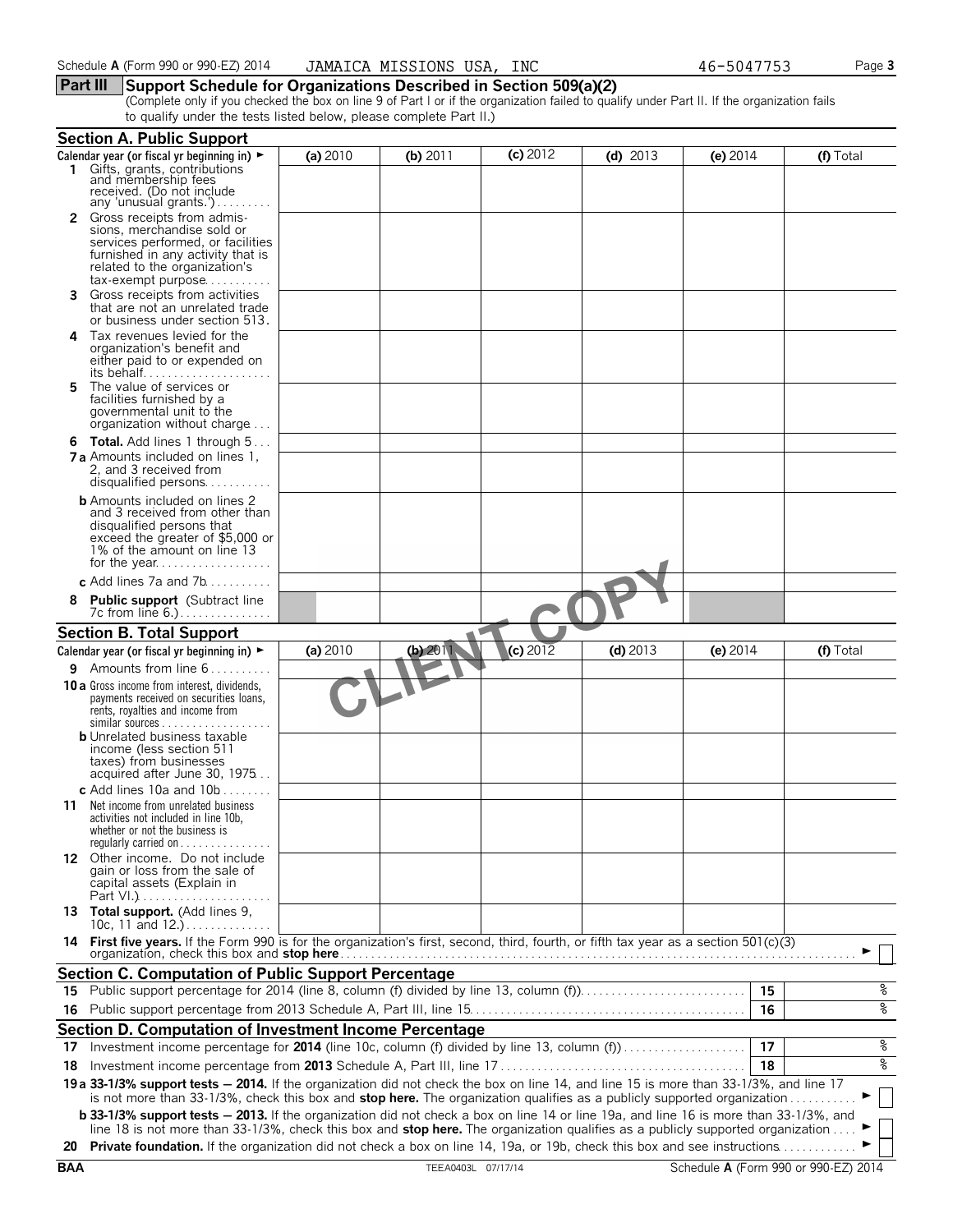Schedule A (Form 990 or 990-EZ) 2014 JAMAICA MISSIONS USA, INC 46-5047753

## Part III Support Schedule for Organizations Described in Section 509(a)(2)

(Complete only if you checked the box on line 9 of Part I or if the organization failed to qualify under Part II. If the organization fails to qualify under the tests listed below, please complete Part II.)

### Section A. Public Support

| Calendar year (or fiscal yr beginning in) ► | (a) 2010 | (b) 2011 | (c) 2012 | (d) 2013 | (e) 2014 | (f) Total |
|---|---|---|---|---|---|---|
| **1** Gifts, grants, contributions and membership fees received. (Do not include any 'unusual grants.') | | | | | | |
| **2** Gross receipts from admissions, merchandise sold or services performed, or facilities furnished in any activity that is related to the organization's tax-exempt purpose | | | | | | |
| **3** Gross receipts from activities that are not an unrelated trade or business under section 513. | | | | | | |
| **4** Tax revenues levied for the organization's benefit and either paid to or expended on its behalf | | | | | | |
| **5** The value of services or facilities furnished by a governmental unit to the organization without charge | | | | | | |
| **6 Total.** Add lines 1 through 5 | | | | | | |
| **7a** Amounts included on lines 1, 2, and 3 received from disqualified persons | | | | | | |
| **b** Amounts included on lines 2 and 3 received from other than disqualified persons that exceed the greater of $5,000 or 1% of the amount on line 13 for the year | | | | | | |
| **c** Add lines 7a and 7b | | | | | | |
| **8 Public support** (Subtract line 7c from line 6.) | | | | | | |

CLIENT COPY

### Section B. Total Support

| Calendar year (or fiscal yr beginning in) ► | (a) 2010 | (b) 2011 | (c) 2012 | (d) 2013 | (e) 2014 | (f) Total |
|---|---|---|---|---|---|---|
| **9** Amounts from line 6 | | | | | | |
| **10a** Gross income from interest, dividends, payments received on securities loans, rents, royalties and income from similar sources | | | | | | |
| **b** Unrelated business taxable income (less section 511 taxes) from businesses acquired after June 30, 1975 | | | | | | |
| **c** Add lines 10a and 10b | | | | | | |
| **11** Net income from unrelated business activities not included in line 10b, whether or not the business is regularly carried on | | | | | | |
| **12** Other income. Do not include gain or loss from the sale of capital assets (Explain in Part VI.) | | | | | | |
| **13 Total support.** (Add lines 9, 10c, 11 and 12.) | | | | | | |

**14 First five years.** If the Form 990 is for the organization's first, second, third, fourth, or fifth tax year as a section 501(c)(3) organization, check this box and **stop here** ► ☐

### Section C. Computation of Public Support Percentage

| | | | |
|---|---|---|---|
| **15** | Public support percentage for 2014 (line 8, column (f) divided by line 13, column (f)) | 15 | % |
| **16** | Public support percentage from 2013 Schedule A, Part III, line 15 | 16 | % |

### Section D. Computation of Investment Income Percentage

| | | | |
|---|---|---|---|
| **17** | Investment income percentage for **2014** (line 10c, column (f) divided by line 13, column (f)) | 17 | % |
| **18** | Investment income percentage from **2013** Schedule A, Part III, line 17 | 18 | % |

**19a 33-1/3% support tests — 2014.** If the organization did not check the box on line 14, and line 15 is more than 33-1/3%, and line 17 is not more than 33-1/3%, check this box and **stop here.** The organization qualifies as a publicly supported organization ► ☐

**b 33-1/3% support tests — 2013.** If the organization did not check a box on line 14 or line 19a, and line 16 is more than 33-1/3%, and line 18 is not more than 33-1/3%, check this box and **stop here.** The organization qualifies as a publicly supported organization ► ☐

**20 Private foundation.** If the organization did not check a box on line 14, 19a, or 19b, check this box and see instructions ► ☐

BAA TEEA0403L 07/17/14 Schedule A (Form 990 or 990-EZ) 2014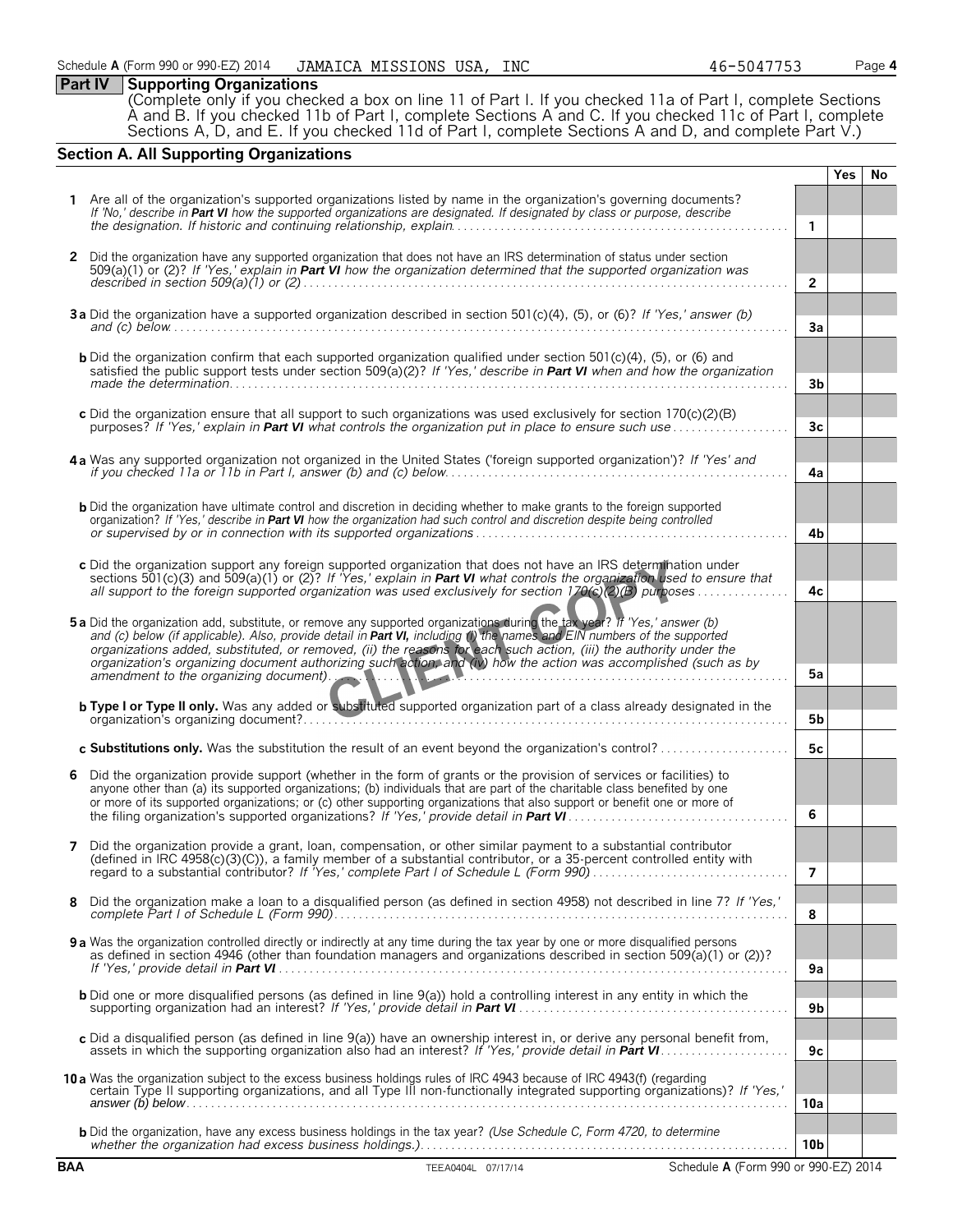Schedule **A** (Form 990 or 990-EZ) 2014 JAMAICA MISSIONS USA, INC 46-5047753

## Part IV Supporting Organizations

(Complete only if you checked a box on line 11 of Part I. If you checked 11a of Part I, complete Sections A and B. If you checked 11b of Part I, complete Sections A and C. If you checked 11c of Part I, complete Sections A, D, and E. If you checked 11d of Part I, complete Sections A and D, and complete Part V.)

### Section A. All Supporting Organizations

| | | | Yes | No |
|---|---|---|---|---|
| **1** | Are all of the organization's supported organizations listed by name in the organization's governing documents? *If 'No,' describe in **Part VI** how the supported organizations are designated. If designated by class or purpose, describe the designation. If historic and continuing relationship, explain.* | 1 | | |
| **2** | Did the organization have any supported organization that does not have an IRS determination of status under section 509(a)(1) or (2)? *If 'Yes,' explain in **Part VI** how the organization determined that the supported organization was described in section 509(a)(1) or (2)* | 2 | | |
| **3 a** | Did the organization have a supported organization described in section 501(c)(4), (5), or (6)? *If 'Yes,' answer (b) and (c) below.* | 3a | | |
| **b** | Did the organization confirm that each supported organization qualified under section 501(c)(4), (5), or (6) and satisfied the public support tests under section 509(a)(2)? *If 'Yes,' describe in **Part VI** when and how the organization made the determination.* | 3b | | |
| **c** | Did the organization ensure that all support to such organizations was used exclusively for section 170(c)(2)(B) purposes? *If 'Yes,' explain in **Part VI** what controls the organization put in place to ensure such use* | 3c | | |
| **4 a** | Was any supported organization not organized in the United States ('foreign supported organization')? *If 'Yes' and if you checked 11a or 11b in Part I, answer (b) and (c) below.* | 4a | | |
| **b** | Did the organization have ultimate control and discretion in deciding whether to make grants to the foreign supported organization? *If 'Yes,' describe in **Part VI** how the organization had such control and discretion despite being controlled or supervised by or in connection with its supported organizations* | 4b | | |
| **c** | Did the organization support any foreign supported organization that does not have an IRS determination under sections 501(c)(3) and 509(a)(1) or (2)? *If 'Yes,' explain in **Part VI** what controls the organization used to ensure that all support to the foreign supported organization was used exclusively for section 170(c)(2)(B) purposes* | 4c | | |
| **5 a** | Did the organization add, substitute, or remove any supported organizations during the tax year? *If 'Yes,' answer (b) and (c) below (if applicable). Also, provide detail in **Part VI,** including (i) the names and EIN numbers of the supported organizations added, substituted, or removed, (ii) the reasons for each such action, (iii) the authority under the organization's organizing document authorizing such action, and (iv) how the action was accomplished (such as by amendment to the organizing document).* | 5a | | |
| **b** | **Type I or Type II only.** Was any added or substituted supported organization part of a class already designated in the organization's organizing document? | 5b | | |
| **c** | **Substitutions only.** Was the substitution the result of an event beyond the organization's control? | 5c | | |
| **6** | Did the organization provide support (whether in the form of grants or the provision of services or facilities) to anyone other than (a) its supported organizations; (b) individuals that are part of the charitable class benefited by one or more of its supported organizations; or (c) other supporting organizations that also support or benefit one or more of the filing organization's supported organizations? *If 'Yes,' provide detail in **Part VI*** | 6 | | |
| **7** | Did the organization provide a grant, loan, compensation, or other similar payment to a substantial contributor (defined in IRC 4958(c)(3)(C)), a family member of a substantial contributor, or a 35-percent controlled entity with regard to a substantial contributor? *If 'Yes,' complete Part I of Schedule L (Form 990)* | 7 | | |
| **8** | Did the organization make a loan to a disqualified person (as defined in section 4958) not described in line 7? *If 'Yes,' complete Part I of Schedule L (Form 990).* | 8 | | |
| **9 a** | Was the organization controlled directly or indirectly at any time during the tax year by one or more disqualified persons as defined in section 4946 (other than foundation managers and organizations described in section 509(a)(1) or (2))? *If 'Yes,' provide detail in **Part VI*** | 9a | | |
| **b** | Did one or more disqualified persons (as defined in line 9(a)) hold a controlling interest in any entity in which the supporting organization had an interest? *If 'Yes,' provide detail in **Part VI*** | 9b | | |
| **c** | Did a disqualified person (as defined in line 9(a)) have an ownership interest in, or derive any personal benefit from, assets in which the supporting organization also had an interest? *If 'Yes,' provide detail in **Part VI*** | 9c | | |
| **10 a** | Was the organization subject to the excess business holdings rules of IRC 4943 because of IRC 4943(f) (regarding certain Type II supporting organizations, and all Type III non-functionally integrated supporting organizations)? *If 'Yes,' answer (b) below.* | 10a | | |
| **b** | Did the organization, have any excess business holdings in the tax year? *(Use Schedule C, Form 4720, to determine whether the organization had excess business holdings.)* | 10b | | |

**BAA** TEEA0404L 07/17/14 Schedule **A** (Form 990 or 990-EZ) 2014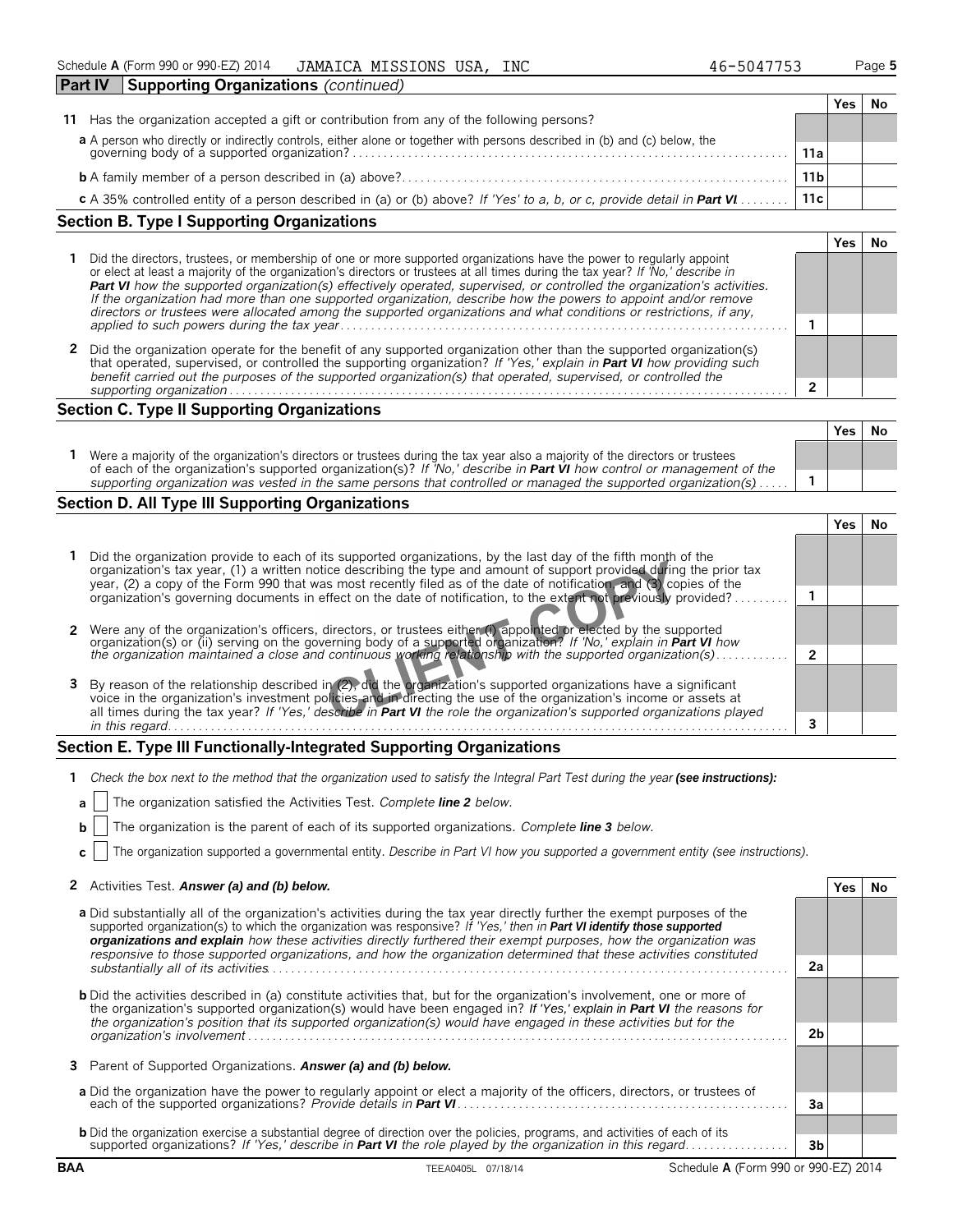Schedule **A** (Form 990 or 990-EZ) 2014 JAMAICA MISSIONS USA, INC 46-5047753

## Part IV Supporting Organizations *(continued)*

| | | | Yes | No |
|---|---|---|---|---|
| **11** | Has the organization accepted a gift or contribution from any of the following persons? | | | |
| | **a** A person who directly or indirectly controls, either alone or together with persons described in (b) and (c) below, the governing body of a supported organization? | 11a | | |
| | **b** A family member of a person described in (a) above? | 11b | | |
| | **c** A 35% controlled entity of a person described in (a) or (b) above? *If 'Yes' to a, b, or c, provide detail in* ***Part VI*** | 11c | | |

### Section B. Type I Supporting Organizations

| | | | Yes | No |
|---|---|---|---|---|
| **1** | Did the directors, trustees, or membership of one or more supported organizations have the power to regularly appoint or elect at least a majority of the organization's directors or trustees at all times during the tax year? *If 'No,' describe in* ***Part VI*** *how the supported organization(s) effectively operated, supervised, or controlled the organization's activities. If the organization had more than one supported organization, describe how the powers to appoint and/or remove directors or trustees were allocated among the supported organizations and what conditions or restrictions, if any, applied to such powers during the tax year* | 1 | | |
| **2** | Did the organization operate for the benefit of any supported organization other than the supported organization(s) that operated, supervised, or controlled the supporting organization? *If 'Yes,' explain in* ***Part VI*** *how providing such benefit carried out the purposes of the supported organization(s) that operated, supervised, or controlled the supporting organization* | 2 | | |

### Section C. Type II Supporting Organizations

| | | | Yes | No |
|---|---|---|---|---|
| **1** | Were a majority of the organization's directors or trustees during the tax year also a majority of the directors or trustees of each of the organization's supported organization(s)? *If 'No,' describe in* ***Part VI*** *how control or management of the supporting organization was vested in the same persons that controlled or managed the supported organization(s)* | 1 | | |

### Section D. All Type III Supporting Organizations

| | | | Yes | No |
|---|---|---|---|---|
| **1** | Did the organization provide to each of its supported organizations, by the last day of the fifth month of the organization's tax year, (1) a written notice describing the type and amount of support provided during the prior tax year, (2) a copy of the Form 990 that was most recently filed as of the date of notification, and (3) copies of the organization's governing documents in effect on the date of notification, to the extent not previously provided? | 1 | | |
| **2** | Were any of the organization's officers, directors, or trustees either (i) appointed or elected by the supported organization(s) or (ii) serving on the governing body of a supported organization? *If 'No,' explain in* ***Part VI*** *how the organization maintained a close and continuous working relationship with the supported organization(s)* | 2 | | |
| **3** | By reason of the relationship described in (2), did the organization's supported organizations have a significant voice in the organization's investment policies and in directing the use of the organization's income or assets at all times during the tax year? *If 'Yes,' describe in* ***Part VI*** *the role the organization's supported organizations played in this regard* | 3 | | |

### Section E. Type III Functionally-Integrated Supporting Organizations

**1** *Check the box next to the method that the organization used to satisfy the Integral Part Test during the year* ***(see instructions):***

- **a** ☐ The organization satisfied the Activities Test. *Complete* ***line 2*** *below.*
- **b** ☐ The organization is the parent of each of its supported organizations. *Complete* ***line 3*** *below.*
- **c** ☐ The organization supported a governmental entity. *Describe in Part VI how you supported a government entity (see instructions).*

| | | | Yes | No |
|---|---|---|---|---|
| **2** | Activities Test. ***Answer (a) and (b) below.*** | | | |
| | **a** Did substantially all of the organization's activities during the tax year directly further the exempt purposes of the supported organization(s) to which the organization was responsive? *If 'Yes,' then in* ***Part VI identify those supported organizations and explain*** *how these activities directly furthered their exempt purposes, how the organization was responsive to those supported organizations, and how the organization determined that these activities constituted substantially all of its activities.* | 2a | | |
| | **b** Did the activities described in (a) constitute activities that, but for the organization's involvement, one or more of the organization's supported organization(s) would have been engaged in? *If 'Yes,' explain in* ***Part VI*** *the reasons for the organization's position that its supported organization(s) would have engaged in these activities but for the organization's involvement* | 2b | | |
| **3** | Parent of Supported Organizations. ***Answer (a) and (b) below.*** | | | |
| | **a** Did the organization have the power to regularly appoint or elect a majority of the officers, directors, or trustees of each of the supported organizations? *Provide details in* ***Part VI*** | 3a | | |
| | **b** Did the organization exercise a substantial degree of direction over the policies, programs, and activities of each of its supported organizations? *If 'Yes,' describe in* ***Part VI*** *the role played by the organization in this regard* | 3b | | |

BAA TEEA0405L 07/18/14 Schedule **A** (Form 990 or 990-EZ) 2014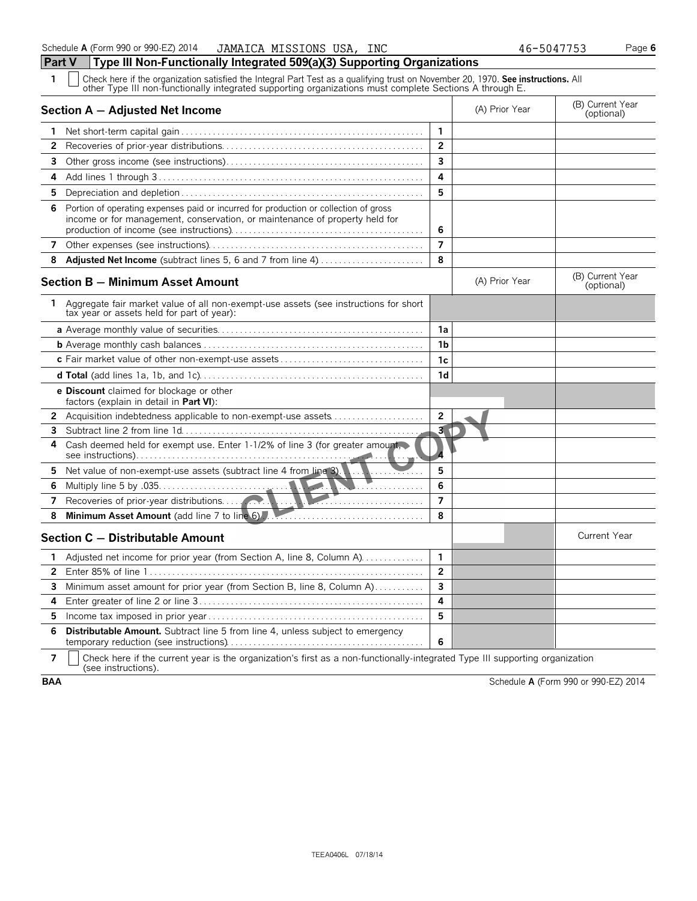Schedule A (Form 990 or 990-EZ) 2014 JAMAICA MISSIONS USA, INC 46-5047753 Page 6

## Part V Type III Non-Functionally Integrated 509(a)(3) Supporting Organizations

1 ☐ Check here if the organization satisfied the Integral Part Test as a qualifying trust on November 20, 1970. **See instructions.** All other Type III non-functionally integrated supporting organizations must complete Sections A through E.

| **Section A — Adjusted Net Income** | | (A) Prior Year | (B) Current Year (optional) |
|---|---|---|---|
| **1** Net short-term capital gain | 1 | | |
| **2** Recoveries of prior-year distributions | 2 | | |
| **3** Other gross income (see instructions) | 3 | | |
| **4** Add lines 1 through 3 | 4 | | |
| **5** Depreciation and depletion | 5 | | |
| **6** Portion of operating expenses paid or incurred for production or collection of gross income or for management, conservation, or maintenance of property held for production of income (see instructions) | 6 | | |
| **7** Other expenses (see instructions) | 7 | | |
| **8** **Adjusted Net Income** (subtract lines 5, 6 and 7 from line 4) | 8 | | |

| **Section B — Minimum Asset Amount** | | (A) Prior Year | (B) Current Year (optional) |
|---|---|---|---|
| **1** Aggregate fair market value of all non-exempt-use assets (see instructions for short tax year or assets held for part of year): | | | |
| **a** Average monthly value of securities | 1a | | |
| **b** Average monthly cash balances | 1b | | |
| **c** Fair market value of other non-exempt-use assets | 1c | | |
| **d Total** (add lines 1a, 1b, and 1c) | 1d | | |
| **e Discount** claimed for blockage or other factors (explain in detail in **Part VI**): | | | |
| **2** Acquisition indebtedness applicable to non-exempt-use assets | 2 | | |
| **3** Subtract line 2 from line 1d | 3 | | |
| **4** Cash deemed held for exempt use. Enter 1-1/2% of line 3 (for greater amount, see instructions) | 4 | | |
| **5** Net value of non-exempt-use assets (subtract line 4 from line 3) | 5 | | |
| **6** Multiply line 5 by .035 | 6 | | |
| **7** Recoveries of prior-year distributions | 7 | | |
| **8** **Minimum Asset Amount** (add line 7 to line 6) | 8 | | |

| **Section C — Distributable Amount** | | | Current Year |
|---|---|---|---|
| **1** Adjusted net income for prior year (from Section A, line 8, Column A) | 1 | | |
| **2** Enter 85% of line 1 | 2 | | |
| **3** Minimum asset amount for prior year (from Section B, line 8, Column A) | 3 | | |
| **4** Enter greater of line 2 or line 3 | 4 | | |
| **5** Income tax imposed in prior year | 5 | | |
| **6** **Distributable Amount.** Subtract line 5 from line 4, unless subject to emergency temporary reduction (see instructions) | 6 | | |

7 ☐ Check here if the current year is the organization's first as a non-functionally-integrated Type III supporting organization (see instructions).

BAA Schedule A (Form 990 or 990-EZ) 2014

TEEA0406L 07/18/14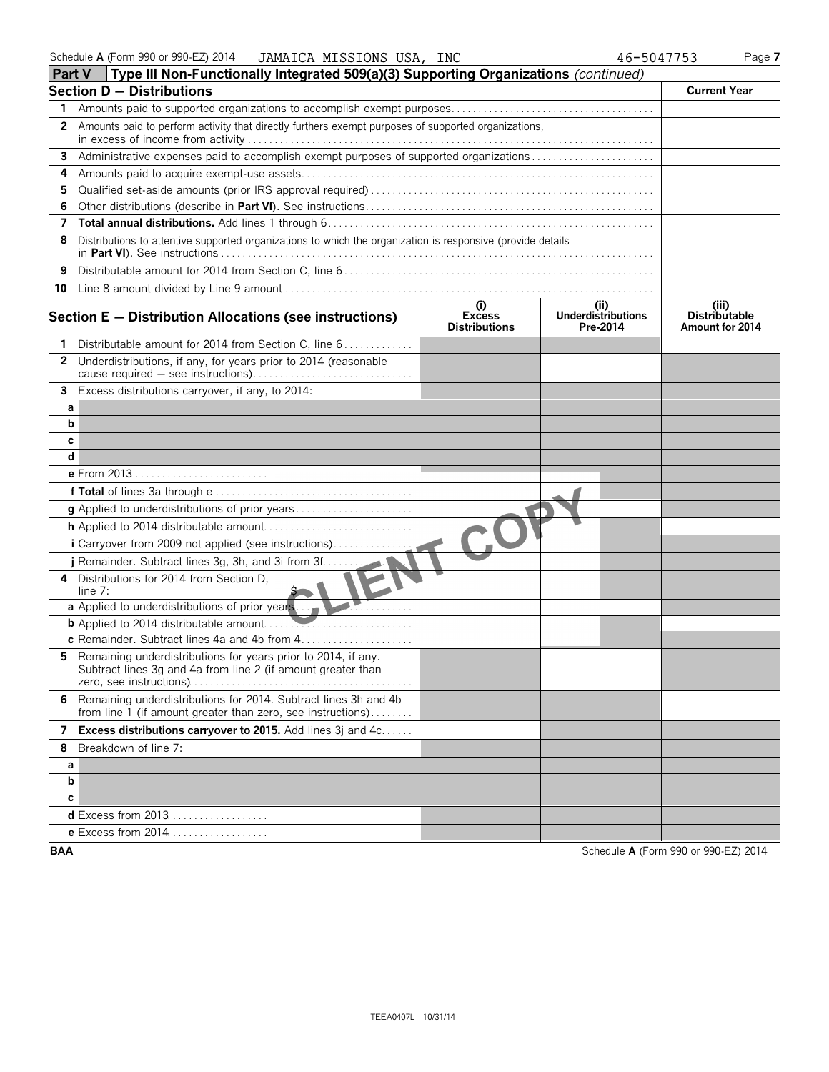Schedule A (Form 990 or 990-EZ) 2014 JAMAICA MISSIONS USA, INC 46-5047753

## Part V Type III Non-Functionally Integrated 509(a)(3) Supporting Organizations *(continued)*

| Section D — Distributions | | Current Year |
|---|---|---|
| 1 | Amounts paid to supported organizations to accomplish exempt purposes | |
| 2 | Amounts paid to perform activity that directly furthers exempt purposes of supported organizations, in excess of income from activity | |
| 3 | Administrative expenses paid to accomplish exempt purposes of supported organizations | |
| 4 | Amounts paid to acquire exempt-use assets | |
| 5 | Qualified set-aside amounts (prior IRS approval required) | |
| 6 | Other distributions (describe in **Part VI**). See instructions | |
| 7 | **Total annual distributions.** Add lines 1 through 6 | |
| 8 | Distributions to attentive supported organizations to which the organization is responsive (provide details in **Part VI**). See instructions | |
| 9 | Distributable amount for 2014 from Section C, line 6 | |
| 10 | Line 8 amount divided by Line 9 amount | |

| Section E — Distribution Allocations (see instructions) | (i) Excess Distributions | (ii) Underdistributions Pre-2014 | (iii) Distributable Amount for 2014 |
|---|---|---|---|
| 1 Distributable amount for 2014 from Section C, line 6 | | | |
| 2 Underdistributions, if any, for years prior to 2014 (reasonable cause required — see instructions) | | | |
| 3 Excess distributions carryover, if any, to 2014: | | | |
| a | | | |
| b | | | |
| c | | | |
| d | | | |
| e From 2013 | | | |
| f **Total** of lines 3a through e | | | |
| g Applied to underdistributions of prior years | | | |
| h Applied to 2014 distributable amount | | | |
| i Carryover from 2009 not applied (see instructions) | | | |
| j Remainder. Subtract lines 3g, 3h, and 3i from 3f | | | |
| 4 Distributions for 2014 from Section D, line 7: $ | | | |
| a Applied to underdistributions of prior years | | | |
| b Applied to 2014 distributable amount | | | |
| c Remainder. Subtract lines 4a and 4b from 4 | | | |
| 5 Remaining underdistributions for years prior to 2014, if any. Subtract lines 3g and 4a from line 2 (if amount greater than zero, see instructions) | | | |
| 6 Remaining underdistributions for 2014. Subtract lines 3h and 4b from line 1 (if amount greater than zero, see instructions) | | | |
| 7 **Excess distributions carryover to 2015.** Add lines 3j and 4c | | | |
| 8 Breakdown of line 7: | | | |
| a | | | |
| b | | | |
| c | | | |
| d Excess from 2013 | | | |
| e Excess from 2014 | | | |

CLIENT COPY

BAA Schedule A (Form 990 or 990-EZ) 2014

TEEA0407L 10/31/14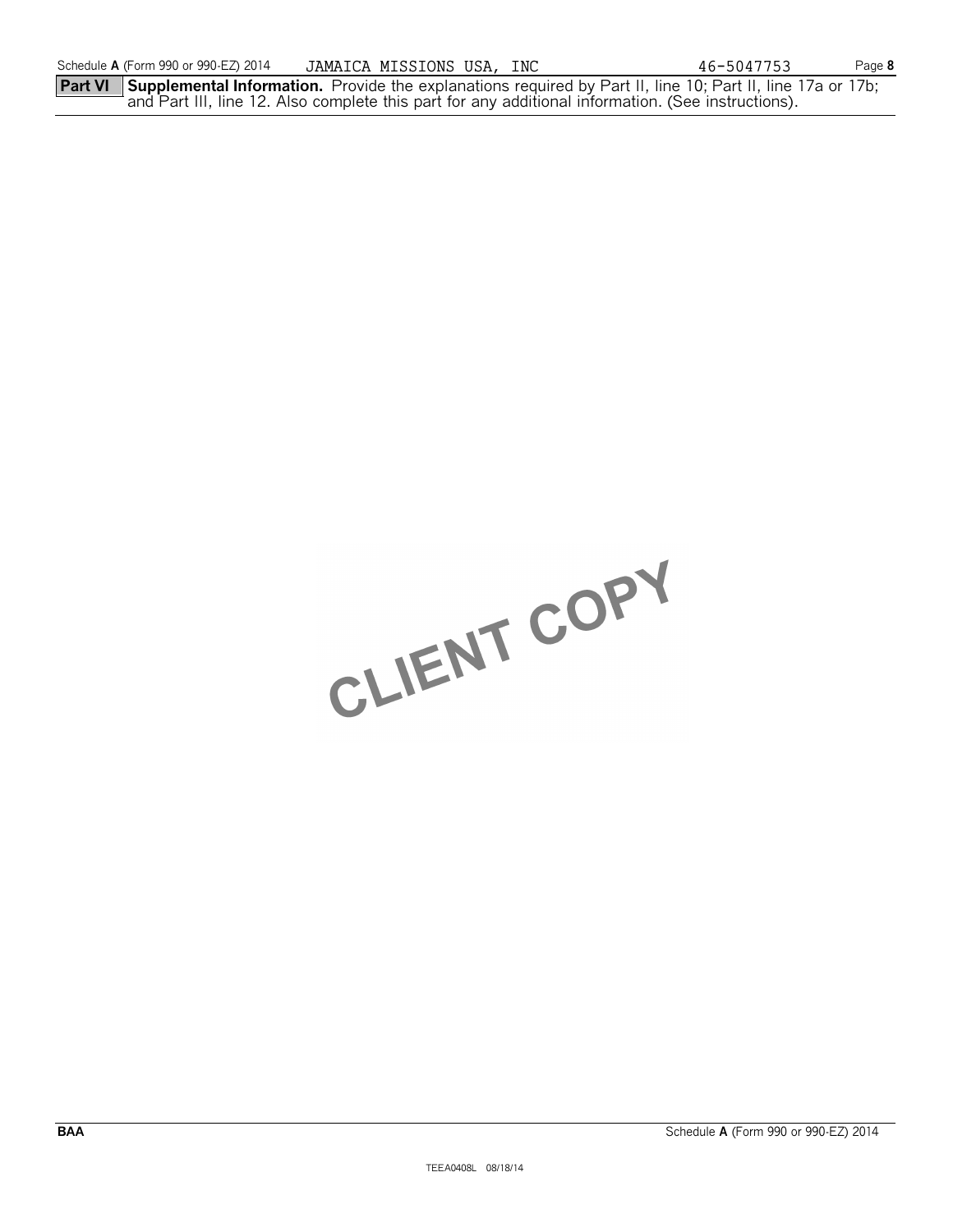**Part VI** **Supplemental Information.** Provide the explanations required by Part II, line 10; Part II, line 17a or 17b; and Part III, line 12. Also complete this part for any additional information. (See instructions).

CLIENT COPY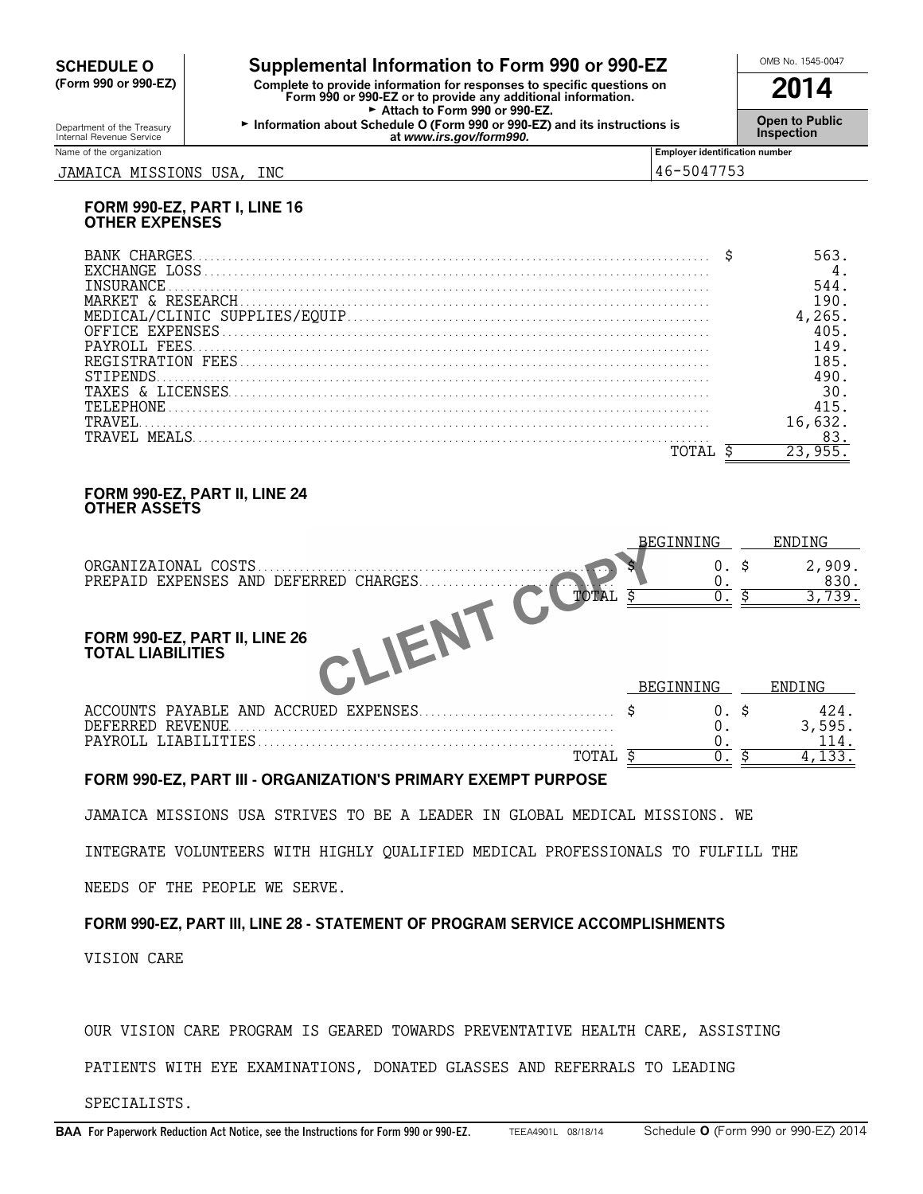**SCHEDULE O**
**(Form 990 or 990-EZ)**

Department of the Treasury
Internal Revenue Service

# Supplemental Information to Form 990 or 990-EZ

**Complete to provide information for responses to specific questions on Form 990 or 990-EZ or to provide any additional information.**
► Attach to Form 990 or 990-EZ.
► Information about Schedule O (Form 990 or 990-EZ) and its instructions is at *www.irs.gov/form990.*

OMB No. 1545-0047

**2014**

**Open to Public Inspection**

Name of the organization: JAMAICA MISSIONS USA, INC

Employer identification number: 46-5047753

## FORM 990-EZ, PART I, LINE 16 OTHER EXPENSES

| | |
|---|---|
| BANK CHARGES | $ 563. |
| EXCHANGE LOSS | 4. |
| INSURANCE | 544. |
| MARKET & RESEARCH | 190. |
| MEDICAL/CLINIC SUPPLIES/EQUIP | 4,265. |
| OFFICE EXPENSES | 405. |
| PAYROLL FEES | 149. |
| REGISTRATION FEES | 185. |
| STIPENDS | 490. |
| TAXES & LICENSES | 30. |
| TELEPHONE | 415. |
| TRAVEL | 16,632. |
| TRAVEL MEALS | 83. |
| TOTAL | $ 23,955. |

## FORM 990-EZ, PART II, LINE 24 OTHER ASSETS

| | BEGINNING | ENDING |
|---|---|---|
| ORGANIZAIONAL COSTS | $ 0. | $ 2,909. |
| PREPAID EXPENSES AND DEFERRED CHARGES | 0. | 830. |
| TOTAL | $ 0. | $ 3,739. |

CLIENT COPY

## FORM 990-EZ, PART II, LINE 26 TOTAL LIABILITIES

| | BEGINNING | ENDING |
|---|---|---|
| ACCOUNTS PAYABLE AND ACCRUED EXPENSES | $ 0. | $ 424. |
| DEFERRED REVENUE | 0. | 3,595. |
| PAYROLL LIABILITIES | 0. | 114. |
| TOTAL | $ 0. | $ 4,133. |

## FORM 990-EZ, PART III - ORGANIZATION'S PRIMARY EXEMPT PURPOSE

JAMAICA MISSIONS USA STRIVES TO BE A LEADER IN GLOBAL MEDICAL MISSIONS. WE INTEGRATE VOLUNTEERS WITH HIGHLY QUALIFIED MEDICAL PROFESSIONALS TO FULFILL THE NEEDS OF THE PEOPLE WE SERVE.

## FORM 990-EZ, PART III, LINE 28 - STATEMENT OF PROGRAM SERVICE ACCOMPLISHMENTS

VISION CARE

OUR VISION CARE PROGRAM IS GEARED TOWARDS PREVENTATIVE HEALTH CARE, ASSISTING PATIENTS WITH EYE EXAMINATIONS, DONATED GLASSES AND REFERRALS TO LEADING SPECIALISTS.

**BAA For Paperwork Reduction Act Notice, see the Instructions for Form 990 or 990-EZ.** TEEA4901L 08/18/14 Schedule **O** (Form 990 or 990-EZ) 2014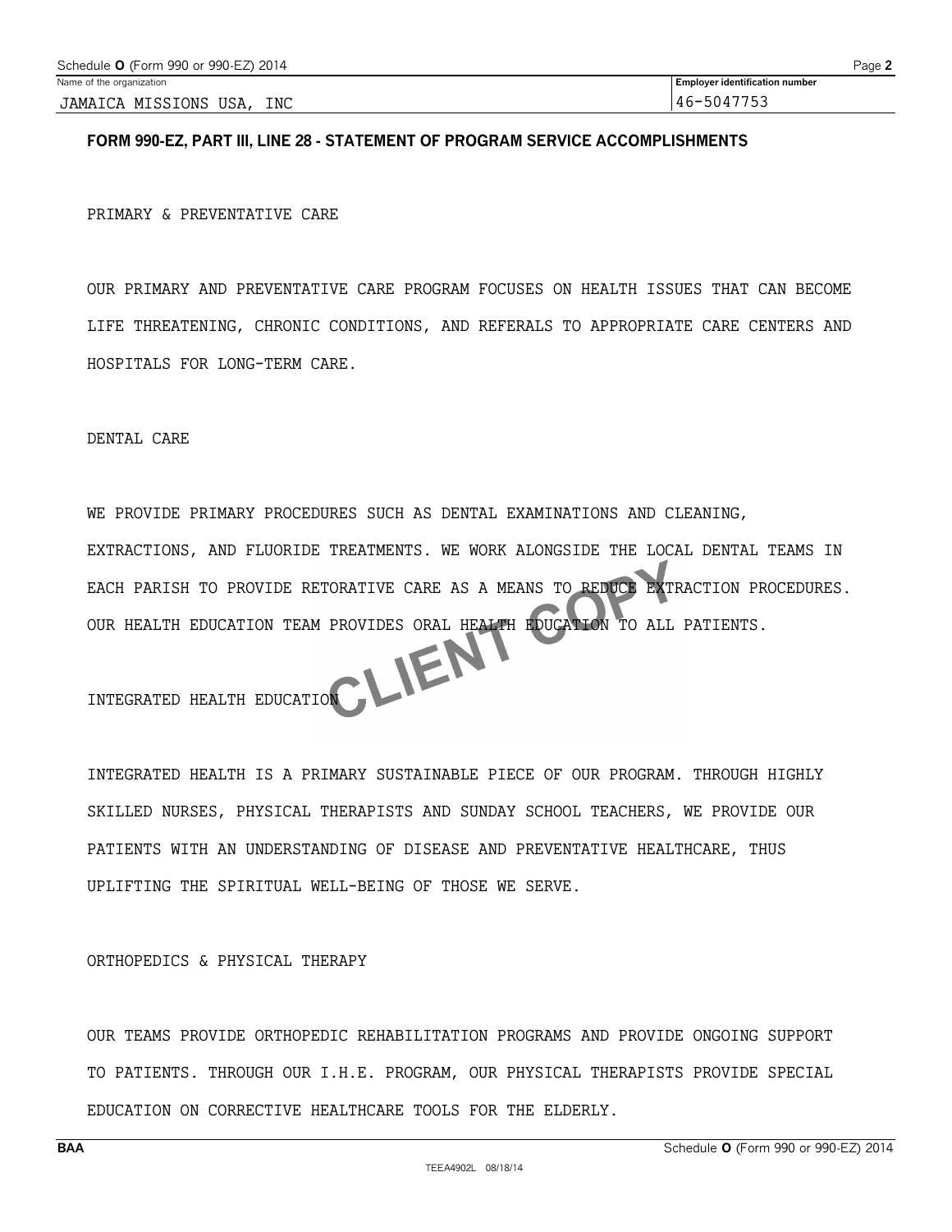Schedule **O** (Form 990 or 990-EZ) 2014

| Name of the organization | Employer identification number |
|---|---|
| JAMAICA MISSIONS USA, INC | 46-5047753 |

## FORM 990-EZ, PART III, LINE 28 - STATEMENT OF PROGRAM SERVICE ACCOMPLISHMENTS

PRIMARY & PREVENTATIVE CARE

OUR PRIMARY AND PREVENTATIVE CARE PROGRAM FOCUSES ON HEALTH ISSUES THAT CAN BECOME LIFE THREATENING, CHRONIC CONDITIONS, AND REFERALS TO APPROPRIATE CARE CENTERS AND HOSPITALS FOR LONG-TERM CARE.

DENTAL CARE

WE PROVIDE PRIMARY PROCEDURES SUCH AS DENTAL EXAMINATIONS AND CLEANING, EXTRACTIONS, AND FLUORIDE TREATMENTS. WE WORK ALONGSIDE THE LOCAL DENTAL TEAMS IN EACH PARISH TO PROVIDE RETORATIVE CARE AS A MEANS TO REDUCE EXTRACTION PROCEDURES. OUR HEALTH EDUCATION TEAM PROVIDES ORAL HEALTH EDUCATION TO ALL PATIENTS.

INTEGRATED HEALTH EDUCATION

INTEGRATED HEALTH IS A PRIMARY SUSTAINABLE PIECE OF OUR PROGRAM. THROUGH HIGHLY SKILLED NURSES, PHYSICAL THERAPISTS AND SUNDAY SCHOOL TEACHERS, WE PROVIDE OUR PATIENTS WITH AN UNDERSTANDING OF DISEASE AND PREVENTATIVE HEALTHCARE, THUS UPLIFTING THE SPIRITUAL WELL-BEING OF THOSE WE SERVE.

ORTHOPEDICS & PHYSICAL THERAPY

OUR TEAMS PROVIDE ORTHOPEDIC REHABILITATION PROGRAMS AND PROVIDE ONGOING SUPPORT TO PATIENTS. THROUGH OUR I.H.E. PROGRAM, OUR PHYSICAL THERAPISTS PROVIDE SPECIAL EDUCATION ON CORRECTIVE HEALTHCARE TOOLS FOR THE ELDERLY.

CLIENT COPY

BAA

Schedule **O** (Form 990 or 990-EZ) 2014

TEEA4902L 08/18/14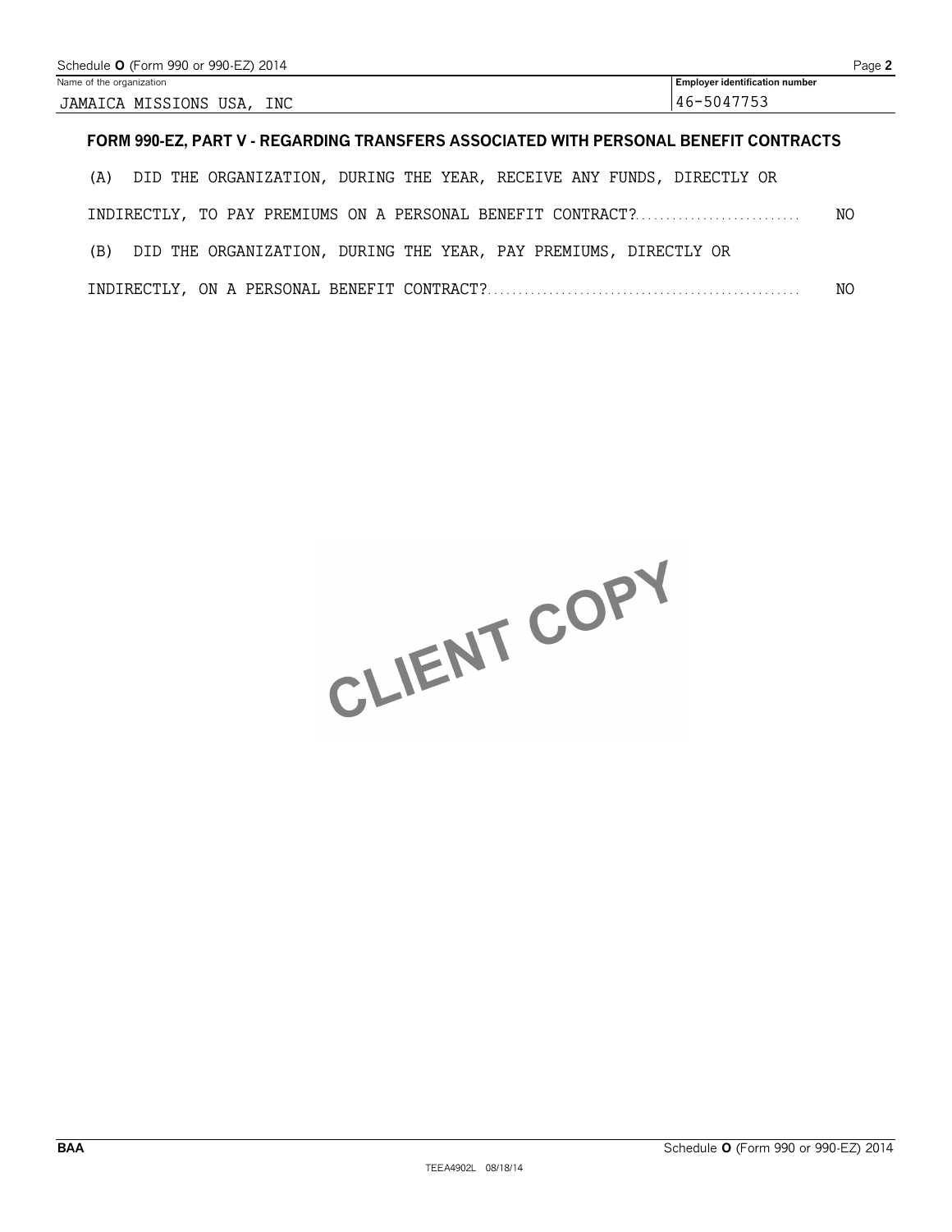Name of the organization: JAMAICA MISSIONS USA, INC

Employer identification number: 46-5047753

## FORM 990-EZ, PART V - REGARDING TRANSFERS ASSOCIATED WITH PERSONAL BENEFIT CONTRACTS

(A) DID THE ORGANIZATION, DURING THE YEAR, RECEIVE ANY FUNDS, DIRECTLY OR INDIRECTLY, TO PAY PREMIUMS ON A PERSONAL BENEFIT CONTRACT? .......... NO

(B) DID THE ORGANIZATION, DURING THE YEAR, PAY PREMIUMS, DIRECTLY OR INDIRECTLY, ON A PERSONAL BENEFIT CONTRACT? .......... NO

CLIENT COPY